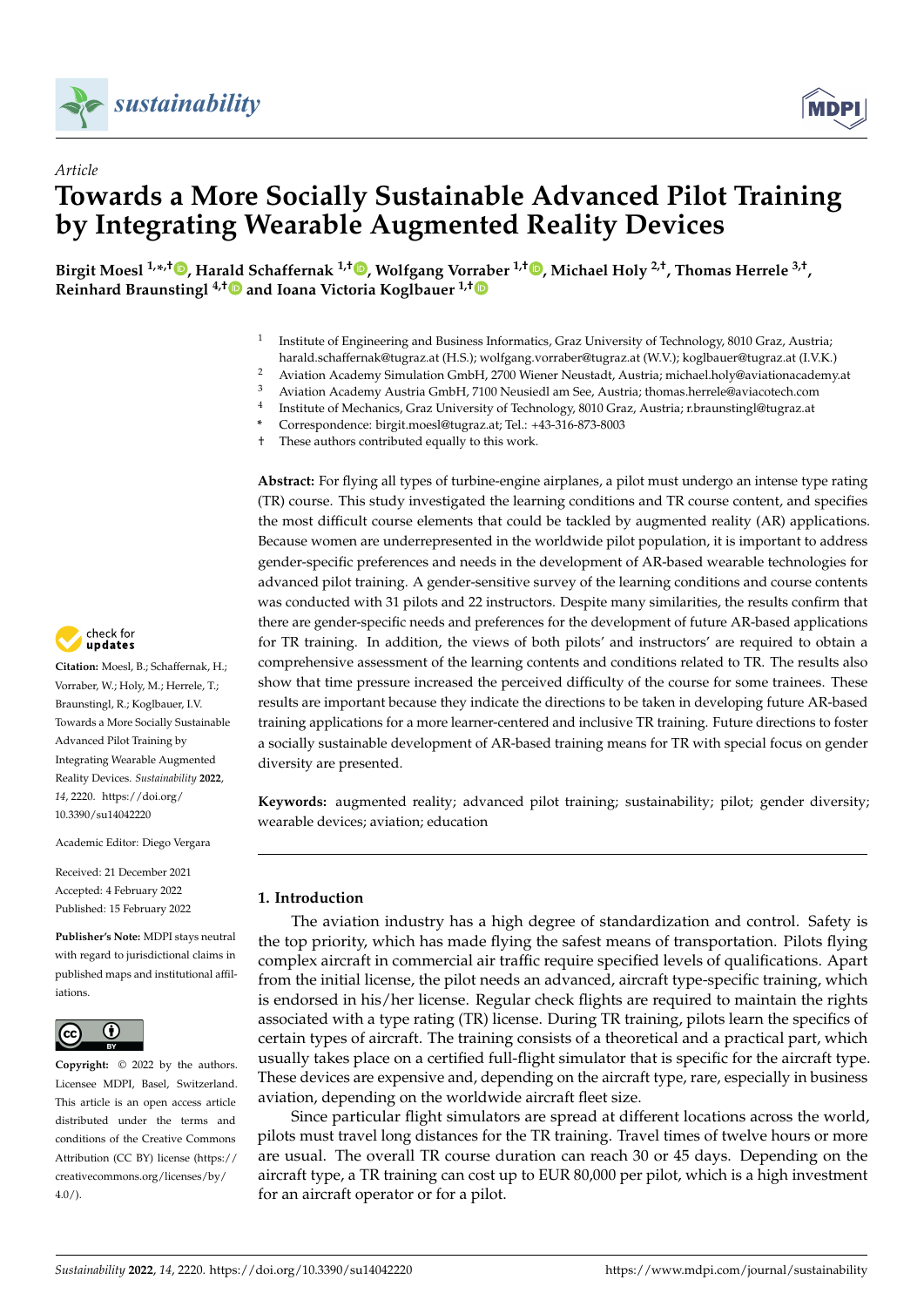*Article*

# Towards a More Socially Sustainable Advanced Pilot Training by Integrating Wearable Augmented Reality Devices

**Birgit Moesl [1,*,†], Harald Schaffernak [1,†], Wolfgang Vorraber [1,†], Michael Holy [2,†], Thomas Herrele [3,†], Reinhard Braunstingl [4,†] and Ioana Victoria Koglbauer [1,†]**

[1] Institute of Engineering and Business Informatics, Graz University of Technology, 8010 Graz, Austria; harald.schaffernak@tugraz.at (H.S.); wolfgang.vorraber@tugraz.at (W.V.); koglbauer@tugraz.at (I.V.K.)
[2] Aviation Academy Simulation GmbH, 2700 Wiener Neustadt, Austria; michael.holy@aviationacademy.at
[3] Aviation Academy Austria GmbH, 7100 Neusiedl am See, Austria; thomas.herrele@aviacotech.com
[4] Institute of Mechanics, Graz University of Technology, 8010 Graz, Austria; r.braunstingl@tugraz.at
\* Correspondence: birgit.moesl@tugraz.at; Tel.: +43-316-873-8003
† These authors contributed equally to this work.

**Abstract:** For flying all types of turbine-engine airplanes, a pilot must undergo an intense type rating (TR) course. This study investigated the learning conditions and TR course content, and specifies the most difficult course elements that could be tackled by augmented reality (AR) applications. Because women are underrepresented in the worldwide pilot population, it is important to address gender-specific preferences and needs in the development of AR-based wearable technologies for advanced pilot training. A gender-sensitive survey of the learning conditions and course contents was conducted with 31 pilots and 22 instructors. Despite many similarities, the results confirm that there are gender-specific needs and preferences for the development of future AR-based applications for TR training. In addition, the views of both pilots' and instructors' are required to obtain a comprehensive assessment of the learning contents and conditions related to TR. The results also show that time pressure increased the perceived difficulty of the course for some trainees. These results are important because they indicate the directions to be taken in developing future AR-based training applications for a more learner-centered and inclusive TR training. Future directions to foster a socially sustainable development of AR-based training means for TR with special focus on gender diversity are presented.

**Keywords:** augmented reality; advanced pilot training; sustainability; pilot; gender diversity; wearable devices; aviation; education

**Citation:** Moesl, B.; Schaffernak, H.; Vorraber, W.; Holy, M.; Herrele, T.; Braunstingl, R.; Koglbauer, I.V. Towards a More Socially Sustainable Advanced Pilot Training by Integrating Wearable Augmented Reality Devices. *Sustainability* **2022**, *14*, 2220. https://doi.org/10.3390/su14042220

Academic Editor: Diego Vergara

Received: 21 December 2021
Accepted: 4 February 2022
Published: 15 February 2022

**Publisher's Note:** MDPI stays neutral with regard to jurisdictional claims in published maps and institutional affiliations.

**Copyright:** © 2022 by the authors. Licensee MDPI, Basel, Switzerland. This article is an open access article distributed under the terms and conditions of the Creative Commons Attribution (CC BY) license (https://creativecommons.org/licenses/by/4.0/).

## 1. Introduction

The aviation industry has a high degree of standardization and control. Safety is the top priority, which has made flying the safest means of transportation. Pilots flying complex aircraft in commercial air traffic require specified levels of qualifications. Apart from the initial license, the pilot needs an advanced, aircraft type-specific training, which is endorsed in his/her license. Regular check flights are required to maintain the rights associated with a type rating (TR) license. During TR training, pilots learn the specifics of certain types of aircraft. The training consists of a theoretical and a practical part, which usually takes place on a certified full-flight simulator that is specific for the aircraft type. These devices are expensive and, depending on the aircraft type, rare, especially in business aviation, depending on the worldwide aircraft fleet size.

Since particular flight simulators are spread at different locations across the world, pilots must travel long distances for the TR training. Travel times of twelve hours or more are usual. The overall TR course duration can reach 30 or 45 days. Depending on the aircraft type, a TR training can cost up to EUR 80,000 per pilot, which is a high investment for an aircraft operator or for a pilot.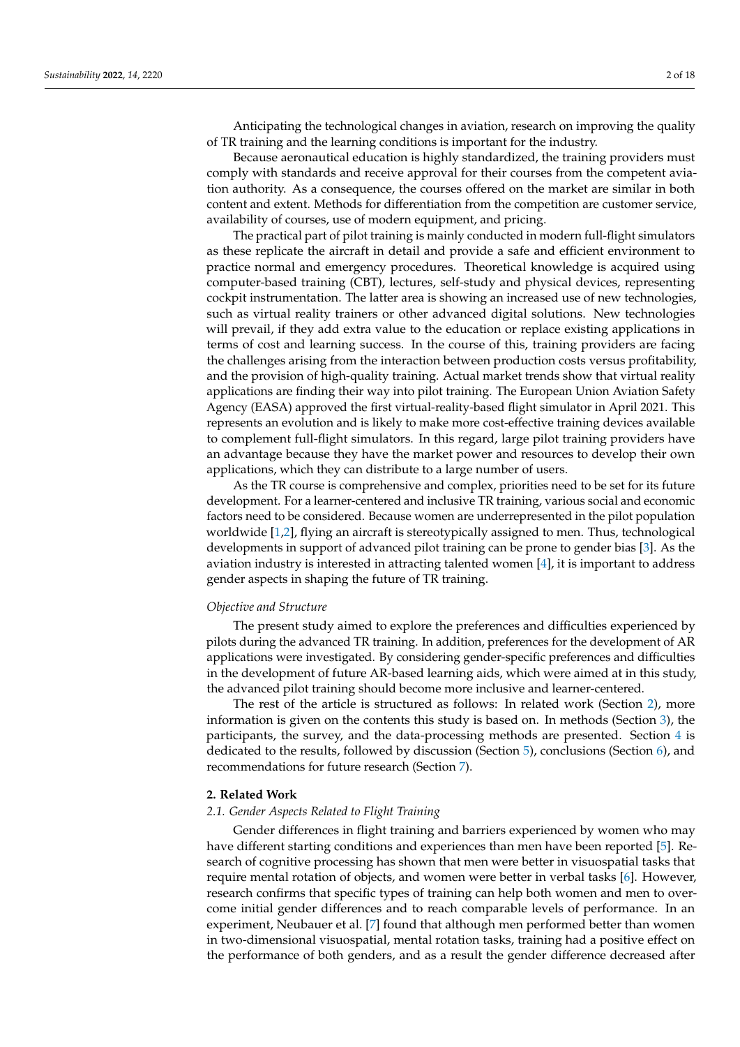Anticipating the technological changes in aviation, research on improving the quality of TR training and the learning conditions is important for the industry.

Because aeronautical education is highly standardized, the training providers must comply with standards and receive approval for their courses from the competent aviation authority. As a consequence, the courses offered on the market are similar in both content and extent. Methods for differentiation from the competition are customer service, availability of courses, use of modern equipment, and pricing.

The practical part of pilot training is mainly conducted in modern full-flight simulators as these replicate the aircraft in detail and provide a safe and efficient environment to practice normal and emergency procedures. Theoretical knowledge is acquired using computer-based training (CBT), lectures, self-study and physical devices, representing cockpit instrumentation. The latter area is showing an increased use of new technologies, such as virtual reality trainers or other advanced digital solutions. New technologies will prevail, if they add extra value to the education or replace existing applications in terms of cost and learning success. In the course of this, training providers are facing the challenges arising from the interaction between production costs versus profitability, and the provision of high-quality training. Actual market trends show that virtual reality applications are finding their way into pilot training. The European Union Aviation Safety Agency (EASA) approved the first virtual-reality-based flight simulator in April 2021. This represents an evolution and is likely to make more cost-effective training devices available to complement full-flight simulators. In this regard, large pilot training providers have an advantage because they have the market power and resources to develop their own applications, which they can distribute to a large number of users.

As the TR course is comprehensive and complex, priorities need to be set for its future development. For a learner-centered and inclusive TR training, various social and economic factors need to be considered. Because women are underrepresented in the pilot population worldwide [1,2], flying an aircraft is stereotypically assigned to men. Thus, technological developments in support of advanced pilot training can be prone to gender bias [3]. As the aviation industry is interested in attracting talented women [4], it is important to address gender aspects in shaping the future of TR training.

*Objective and Structure*

The present study aimed to explore the preferences and difficulties experienced by pilots during the advanced TR training. In addition, preferences for the development of AR applications were investigated. By considering gender-specific preferences and difficulties in the development of future AR-based learning aids, which were aimed at in this study, the advanced pilot training should become more inclusive and learner-centered.

The rest of the article is structured as follows: In related work (Section 2), more information is given on the contents this study is based on. In methods (Section 3), the participants, the survey, and the data-processing methods are presented. Section 4 is dedicated to the results, followed by discussion (Section 5), conclusions (Section 6), and recommendations for future research (Section 7).

## 2. Related Work

### 2.1. Gender Aspects Related to Flight Training

Gender differences in flight training and barriers experienced by women who may have different starting conditions and experiences than men have been reported [5]. Research of cognitive processing has shown that men were better in visuospatial tasks that require mental rotation of objects, and women were better in verbal tasks [6]. However, research confirms that specific types of training can help both women and men to overcome initial gender differences and to reach comparable levels of performance. In an experiment, Neubauer et al. [7] found that although men performed better than women in two-dimensional visuospatial, mental rotation tasks, training had a positive effect on the performance of both genders, and as a result the gender difference decreased after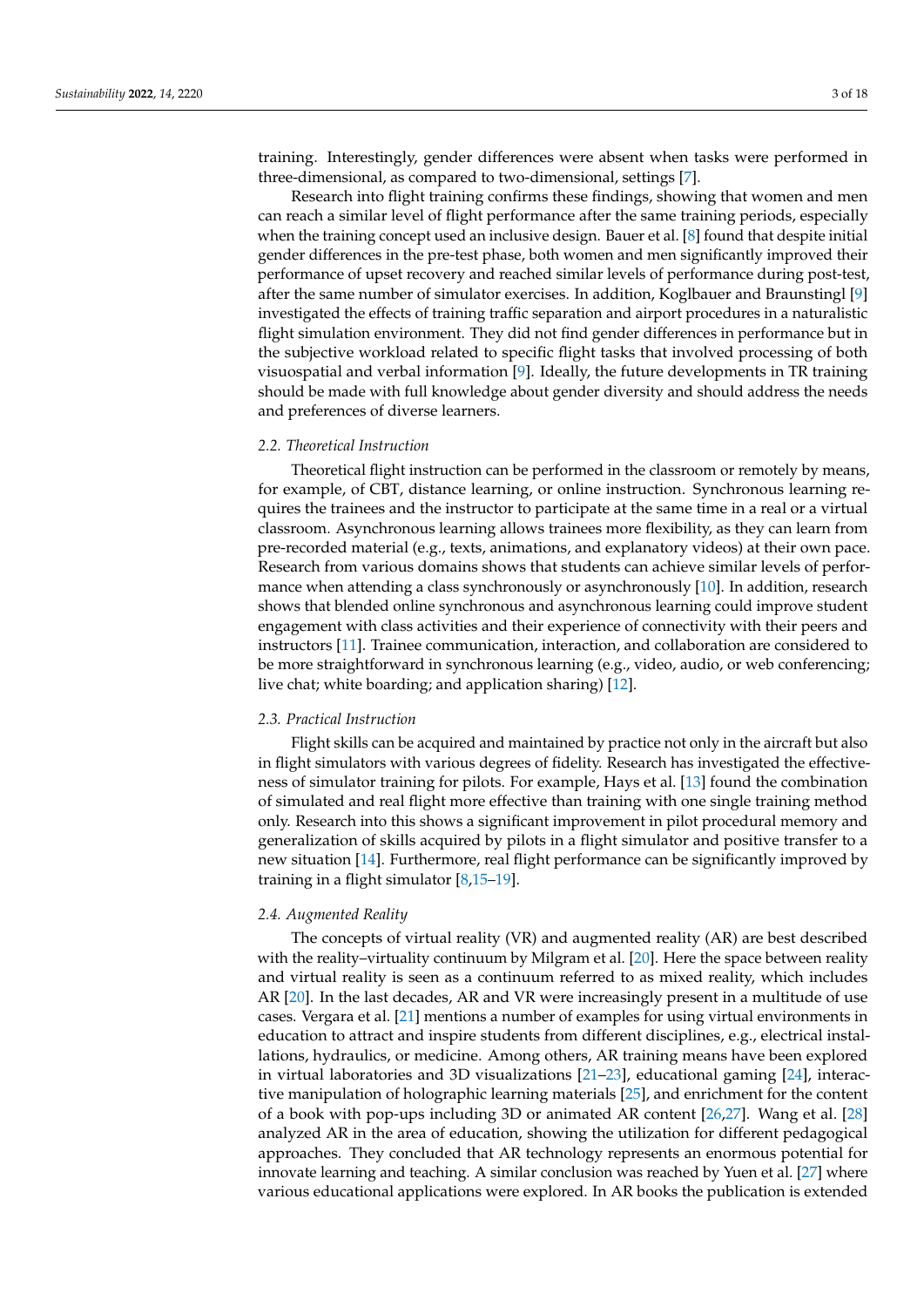training. Interestingly, gender differences were absent when tasks were performed in three-dimensional, as compared to two-dimensional, settings [7].

Research into flight training confirms these findings, showing that women and men can reach a similar level of flight performance after the same training periods, especially when the training concept used an inclusive design. Bauer et al. [8] found that despite initial gender differences in the pre-test phase, both women and men significantly improved their performance of upset recovery and reached similar levels of performance during post-test, after the same number of simulator exercises. In addition, Koglbauer and Braunstingl [9] investigated the effects of training traffic separation and airport procedures in a naturalistic flight simulation environment. They did not find gender differences in performance but in the subjective workload related to specific flight tasks that involved processing of both visuospatial and verbal information [9]. Ideally, the future developments in TR training should be made with full knowledge about gender diversity and should address the needs and preferences of diverse learners.

### 2.2. Theoretical Instruction

Theoretical flight instruction can be performed in the classroom or remotely by means, for example, of CBT, distance learning, or online instruction. Synchronous learning requires the trainees and the instructor to participate at the same time in a real or a virtual classroom. Asynchronous learning allows trainees more flexibility, as they can learn from pre-recorded material (e.g., texts, animations, and explanatory videos) at their own pace. Research from various domains shows that students can achieve similar levels of performance when attending a class synchronously or asynchronously [10]. In addition, research shows that blended online synchronous and asynchronous learning could improve student engagement with class activities and their experience of connectivity with their peers and instructors [11]. Trainee communication, interaction, and collaboration are considered to be more straightforward in synchronous learning (e.g., video, audio, or web conferencing; live chat; white boarding; and application sharing) [12].

### 2.3. Practical Instruction

Flight skills can be acquired and maintained by practice not only in the aircraft but also in flight simulators with various degrees of fidelity. Research has investigated the effectiveness of simulator training for pilots. For example, Hays et al. [13] found the combination of simulated and real flight more effective than training with one single training method only. Research into this shows a significant improvement in pilot procedural memory and generalization of skills acquired by pilots in a flight simulator and positive transfer to a new situation [14]. Furthermore, real flight performance can be significantly improved by training in a flight simulator [8,15–19].

### 2.4. Augmented Reality

The concepts of virtual reality (VR) and augmented reality (AR) are best described with the reality–virtuality continuum by Milgram et al. [20]. Here the space between reality and virtual reality is seen as a continuum referred to as mixed reality, which includes AR [20]. In the last decades, AR and VR were increasingly present in a multitude of use cases. Vergara et al. [21] mentions a number of examples for using virtual environments in education to attract and inspire students from different disciplines, e.g., electrical installations, hydraulics, or medicine. Among others, AR training means have been explored in virtual laboratories and 3D visualizations [21–23], educational gaming [24], interactive manipulation of holographic learning materials [25], and enrichment for the content of a book with pop-ups including 3D or animated AR content [26,27]. Wang et al. [28] analyzed AR in the area of education, showing the utilization for different pedagogical approaches. They concluded that AR technology represents an enormous potential for innovate learning and teaching. A similar conclusion was reached by Yuen et al. [27] where various educational applications were explored. In AR books the publication is extended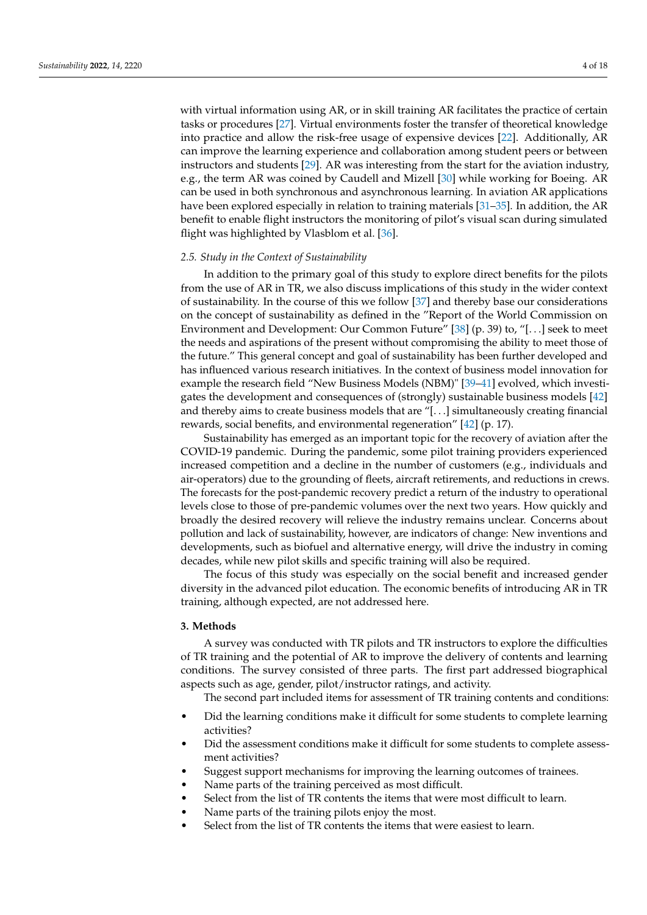with virtual information using AR, or in skill training AR facilitates the practice of certain tasks or procedures [27]. Virtual environments foster the transfer of theoretical knowledge into practice and allow the risk-free usage of expensive devices [22]. Additionally, AR can improve the learning experience and collaboration among student peers or between instructors and students [29]. AR was interesting from the start for the aviation industry, e.g., the term AR was coined by Caudell and Mizell [30] while working for Boeing. AR can be used in both synchronous and asynchronous learning. In aviation AR applications have been explored especially in relation to training materials [31–35]. In addition, the AR benefit to enable flight instructors the monitoring of pilot's visual scan during simulated flight was highlighted by Vlasblom et al. [36].

### 2.5. Study in the Context of Sustainability

In addition to the primary goal of this study to explore direct benefits for the pilots from the use of AR in TR, we also discuss implications of this study in the wider context of sustainability. In the course of this we follow [37] and thereby base our considerations on the concept of sustainability as defined in the "Report of the World Commission on Environment and Development: Our Common Future" [38] (p. 39) to, "[. . .] seek to meet the needs and aspirations of the present without compromising the ability to meet those of the future." This general concept and goal of sustainability has been further developed and has influenced various research initiatives. In the context of business model innovation for example the research field "New Business Models (NBM)" [39–41] evolved, which investigates the development and consequences of (strongly) sustainable business models [42] and thereby aims to create business models that are "[. . .] simultaneously creating financial rewards, social benefits, and environmental regeneration" [42] (p. 17).

Sustainability has emerged as an important topic for the recovery of aviation after the COVID-19 pandemic. During the pandemic, some pilot training providers experienced increased competition and a decline in the number of customers (e.g., individuals and air-operators) due to the grounding of fleets, aircraft retirements, and reductions in crews. The forecasts for the post-pandemic recovery predict a return of the industry to operational levels close to those of pre-pandemic volumes over the next two years. How quickly and broadly the desired recovery will relieve the industry remains unclear. Concerns about pollution and lack of sustainability, however, are indicators of change: New inventions and developments, such as biofuel and alternative energy, will drive the industry in coming decades, while new pilot skills and specific training will also be required.

The focus of this study was especially on the social benefit and increased gender diversity in the advanced pilot education. The economic benefits of introducing AR in TR training, although expected, are not addressed here.

## 3. Methods

A survey was conducted with TR pilots and TR instructors to explore the difficulties of TR training and the potential of AR to improve the delivery of contents and learning conditions. The survey consisted of three parts. The first part addressed biographical aspects such as age, gender, pilot/instructor ratings, and activity.

The second part included items for assessment of TR training contents and conditions:

- Did the learning conditions make it difficult for some students to complete learning activities?
- Did the assessment conditions make it difficult for some students to complete assessment activities?
- Suggest support mechanisms for improving the learning outcomes of trainees.
- Name parts of the training perceived as most difficult.
- Select from the list of TR contents the items that were most difficult to learn.
- Name parts of the training pilots enjoy the most.
- Select from the list of TR contents the items that were easiest to learn.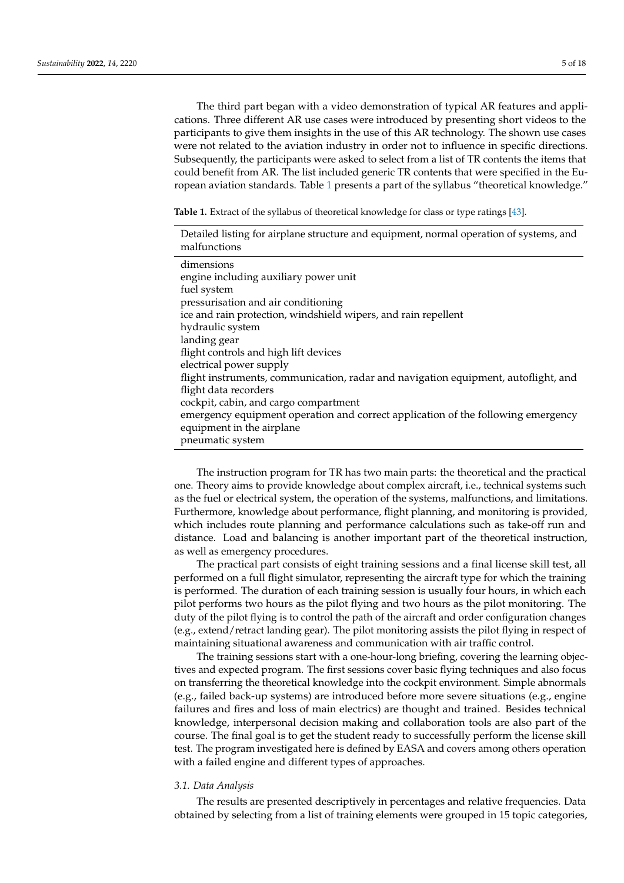The third part began with a video demonstration of typical AR features and applications. Three different AR use cases were introduced by presenting short videos to the participants to give them insights in the use of this AR technology. The shown use cases were not related to the aviation industry in order not to influence in specific directions. Subsequently, the participants were asked to select from a list of TR contents the items that could benefit from AR. The list included generic TR contents that were specified in the European aviation standards. Table 1 presents a part of the syllabus "theoretical knowledge."

**Table 1.** Extract of the syllabus of theoretical knowledge for class or type ratings [43].

| Detailed listing for airplane structure and equipment, normal operation of systems, and malfunctions |
| --- |
| dimensions |
| engine including auxiliary power unit |
| fuel system |
| pressurisation and air conditioning |
| ice and rain protection, windshield wipers, and rain repellent |
| hydraulic system |
| landing gear |
| flight controls and high lift devices |
| electrical power supply |
| flight instruments, communication, radar and navigation equipment, autoflight, and flight data recorders |
| cockpit, cabin, and cargo compartment |
| emergency equipment operation and correct application of the following emergency equipment in the airplane |
| pneumatic system |

The instruction program for TR has two main parts: the theoretical and the practical one. Theory aims to provide knowledge about complex aircraft, i.e., technical systems such as the fuel or electrical system, the operation of the systems, malfunctions, and limitations. Furthermore, knowledge about performance, flight planning, and monitoring is provided, which includes route planning and performance calculations such as take-off run and distance. Load and balancing is another important part of the theoretical instruction, as well as emergency procedures.

The practical part consists of eight training sessions and a final license skill test, all performed on a full flight simulator, representing the aircraft type for which the training is performed. The duration of each training session is usually four hours, in which each pilot performs two hours as the pilot flying and two hours as the pilot monitoring. The duty of the pilot flying is to control the path of the aircraft and order configuration changes (e.g., extend/retract landing gear). The pilot monitoring assists the pilot flying in respect of maintaining situational awareness and communication with air traffic control.

The training sessions start with a one-hour-long briefing, covering the learning objectives and expected program. The first sessions cover basic flying techniques and also focus on transferring the theoretical knowledge into the cockpit environment. Simple abnormals (e.g., failed back-up systems) are introduced before more severe situations (e.g., engine failures and fires and loss of main electrics) are thought and trained. Besides technical knowledge, interpersonal decision making and collaboration tools are also part of the course. The final goal is to get the student ready to successfully perform the license skill test. The program investigated here is defined by EASA and covers among others operation with a failed engine and different types of approaches.

### *3.1. Data Analysis*

The results are presented descriptively in percentages and relative frequencies. Data obtained by selecting from a list of training elements were grouped in 15 topic categories,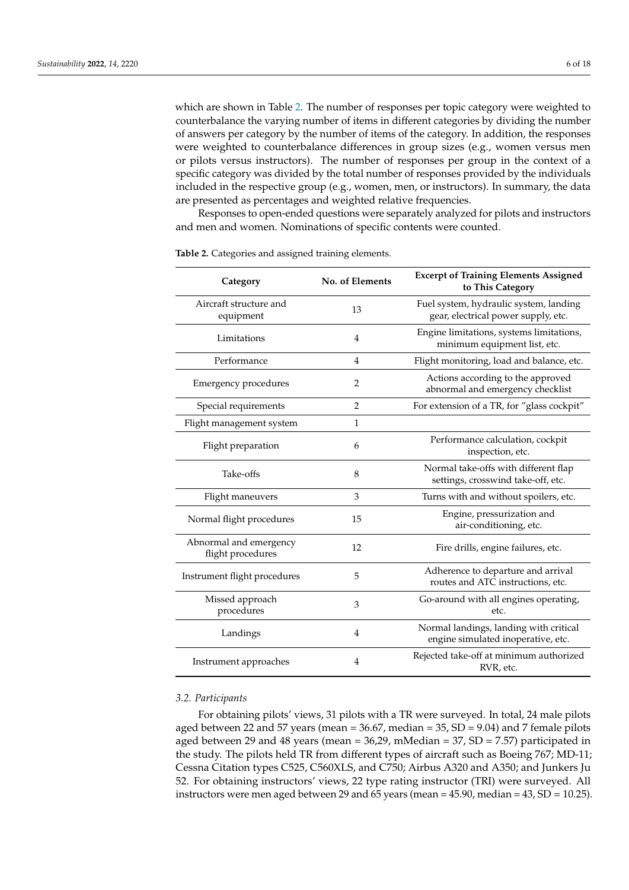which are shown in Table 2. The number of responses per topic category were weighted to counterbalance the varying number of items in different categories by dividing the number of answers per category by the number of items of the category. In addition, the responses were weighted to counterbalance differences in group sizes (e.g., women versus men or pilots versus instructors). The number of responses per group in the context of a specific category was divided by the total number of responses provided by the individuals included in the respective group (e.g., women, men, or instructors). In summary, the data are presented as percentages and weighted relative frequencies.

Responses to open-ended questions were separately analyzed for pilots and instructors and men and women. Nominations of specific contents were counted.

**Table 2.** Categories and assigned training elements.

| Category | No. of Elements | Excerpt of Training Elements Assigned to This Category |
|---|---|---|
| Aircraft structure and equipment | 13 | Fuel system, hydraulic system, landing gear, electrical power supply, etc. |
| Limitations | 4 | Engine limitations, systems limitations, minimum equipment list, etc. |
| Performance | 4 | Flight monitoring, load and balance, etc. |
| Emergency procedures | 2 | Actions according to the approved abnormal and emergency checklist |
| Special requirements | 2 | For extension of a TR, for "glass cockpit" |
| Flight management system | 1 | |
| Flight preparation | 6 | Performance calculation, cockpit inspection, etc. |
| Take-offs | 8 | Normal take-offs with different flap settings, crosswind take-off, etc. |
| Flight maneuvers | 3 | Turns with and without spoilers, etc. |
| Normal flight procedures | 15 | Engine, pressurization and air-conditioning, etc. |
| Abnormal and emergency flight procedures | 12 | Fire drills, engine failures, etc. |
| Instrument flight procedures | 5 | Adherence to departure and arrival routes and ATC instructions, etc. |
| Missed approach procedures | 3 | Go-around with all engines operating, etc. |
| Landings | 4 | Normal landings, landing with critical engine simulated inoperative, etc. |
| Instrument approaches | 4 | Rejected take-off at minimum authorized RVR, etc. |

### *3.2. Participants*

For obtaining pilots' views, 31 pilots with a TR were surveyed. In total, 24 male pilots aged between 22 and 57 years (mean = 36.67, median = 35, SD = 9.04) and 7 female pilots aged between 29 and 48 years (mean = 36,29, mMedian = 37, SD = 7.57) participated in the study. The pilots held TR from different types of aircraft such as Boeing 767; MD-11; Cessna Citation types C525, C560XLS, and C750; Airbus A320 and A350; and Junkers Ju 52. For obtaining instructors' views, 22 type rating instructor (TRI) were surveyed. All instructors were men aged between 29 and 65 years (mean = 45.90, median = 43, SD = 10.25).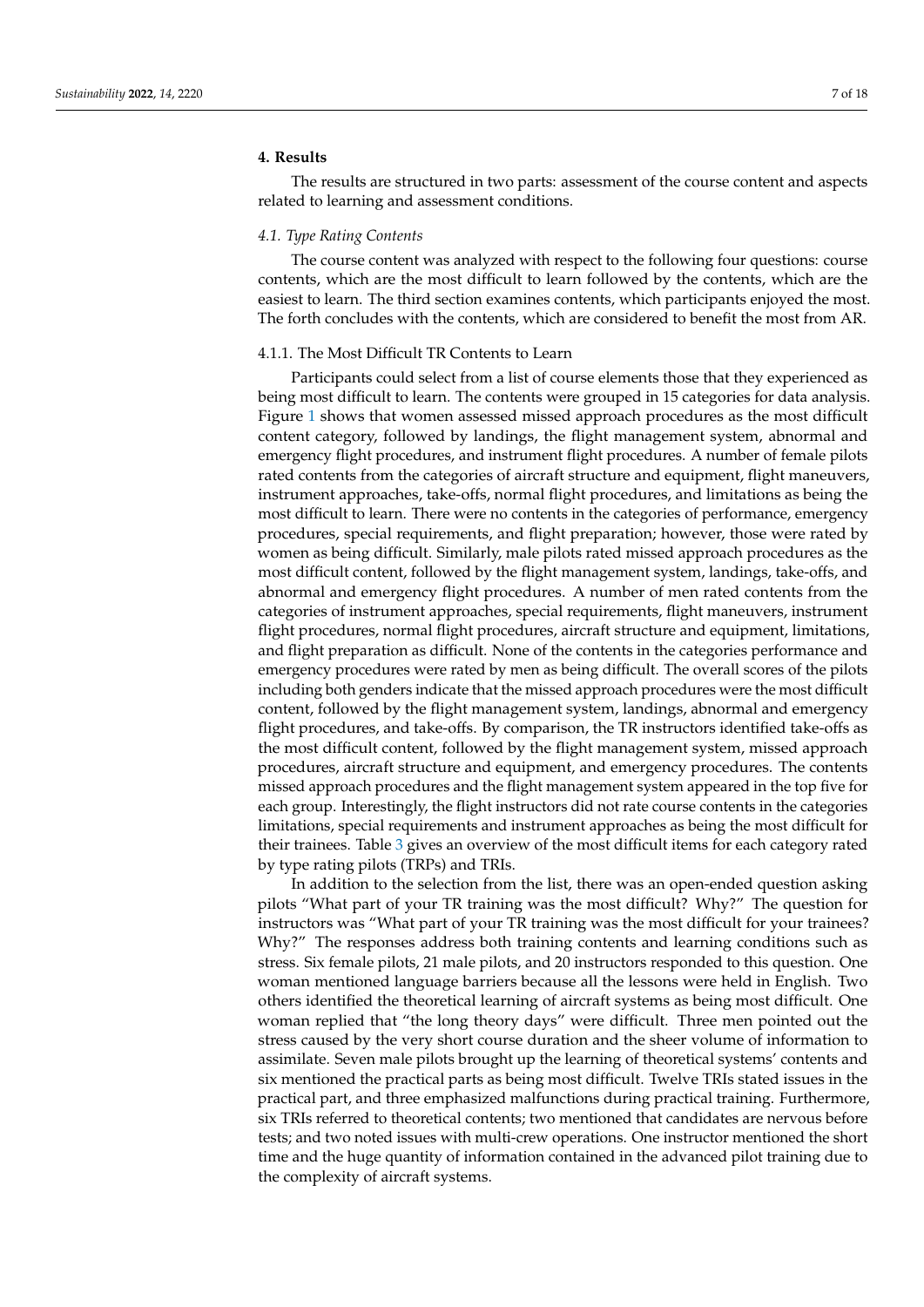## 4. Results

The results are structured in two parts: assessment of the course content and aspects related to learning and assessment conditions.

### *4.1. Type Rating Contents*

The course content was analyzed with respect to the following four questions: course contents, which are the most difficult to learn followed by the contents, which are the easiest to learn. The third section examines contents, which participants enjoyed the most. The forth concludes with the contents, which are considered to benefit the most from AR.

#### 4.1.1. The Most Difficult TR Contents to Learn

Participants could select from a list of course elements those that they experienced as being most difficult to learn. The contents were grouped in 15 categories for data analysis. Figure 1 shows that women assessed missed approach procedures as the most difficult content category, followed by landings, the flight management system, abnormal and emergency flight procedures, and instrument flight procedures. A number of female pilots rated contents from the categories of aircraft structure and equipment, flight maneuvers, instrument approaches, take-offs, normal flight procedures, and limitations as being the most difficult to learn. There were no contents in the categories of performance, emergency procedures, special requirements, and flight preparation; however, those were rated by women as being difficult. Similarly, male pilots rated missed approach procedures as the most difficult content, followed by the flight management system, landings, take-offs, and abnormal and emergency flight procedures. A number of men rated contents from the categories of instrument approaches, special requirements, flight maneuvers, instrument flight procedures, normal flight procedures, aircraft structure and equipment, limitations, and flight preparation as difficult. None of the contents in the categories performance and emergency procedures were rated by men as being difficult. The overall scores of the pilots including both genders indicate that the missed approach procedures were the most difficult content, followed by the flight management system, landings, abnormal and emergency flight procedures, and take-offs. By comparison, the TR instructors identified take-offs as the most difficult content, followed by the flight management system, missed approach procedures, aircraft structure and equipment, and emergency procedures. The contents missed approach procedures and the flight management system appeared in the top five for each group. Interestingly, the flight instructors did not rate course contents in the categories limitations, special requirements and instrument approaches as being the most difficult for their trainees. Table 3 gives an overview of the most difficult items for each category rated by type rating pilots (TRPs) and TRIs.

In addition to the selection from the list, there was an open-ended question asking pilots "What part of your TR training was the most difficult? Why?" The question for instructors was "What part of your TR training was the most difficult for your trainees? Why?" The responses address both training contents and learning conditions such as stress. Six female pilots, 21 male pilots, and 20 instructors responded to this question. One woman mentioned language barriers because all the lessons were held in English. Two others identified the theoretical learning of aircraft systems as being most difficult. One woman replied that "the long theory days" were difficult. Three men pointed out the stress caused by the very short course duration and the sheer volume of information to assimilate. Seven male pilots brought up the learning of theoretical systems' contents and six mentioned the practical parts as being most difficult. Twelve TRIs stated issues in the practical part, and three emphasized malfunctions during practical training. Furthermore, six TRIs referred to theoretical contents; two mentioned that candidates are nervous before tests; and two noted issues with multi-crew operations. One instructor mentioned the short time and the huge quantity of information contained in the advanced pilot training due to the complexity of aircraft systems.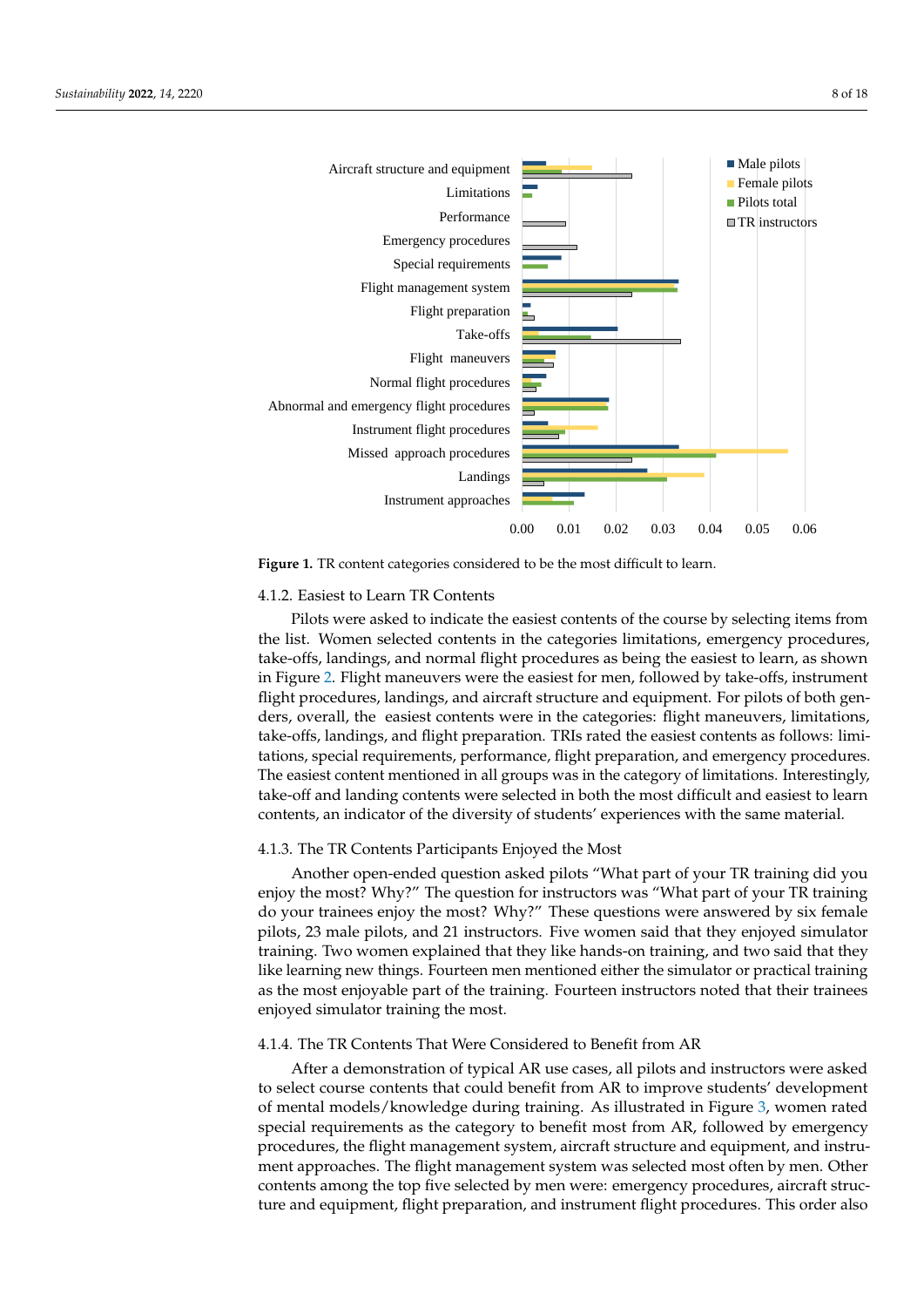Figure 1. TR content categories considered to be the most difficult to learn.

#### 4.1.2. Easiest to Learn TR Contents

Pilots were asked to indicate the easiest contents of the course by selecting items from the list. Women selected contents in the categories limitations, emergency procedures, take-offs, landings, and normal flight procedures as being the easiest to learn, as shown in Figure 2. Flight maneuvers were the easiest for men, followed by take-offs, instrument flight procedures, landings, and aircraft structure and equipment. For pilots of both genders, overall, the easiest contents were in the categories: flight maneuvers, limitations, take-offs, landings, and flight preparation. TRIs rated the easiest contents as follows: limitations, special requirements, performance, flight preparation, and emergency procedures. The easiest content mentioned in all groups was in the category of limitations. Interestingly, take-off and landing contents were selected in both the most difficult and easiest to learn contents, an indicator of the diversity of students' experiences with the same material.

#### 4.1.3. The TR Contents Participants Enjoyed the Most

Another open-ended question asked pilots "What part of your TR training did you enjoy the most? Why?" The question for instructors was "What part of your TR training do your trainees enjoy the most? Why?" These questions were answered by six female pilots, 23 male pilots, and 21 instructors. Five women said that they enjoyed simulator training. Two women explained that they like hands-on training, and two said that they like learning new things. Fourteen men mentioned either the simulator or practical training as the most enjoyable part of the training. Fourteen instructors noted that their trainees enjoyed simulator training the most.

#### 4.1.4. The TR Contents That Were Considered to Benefit from AR

After a demonstration of typical AR use cases, all pilots and instructors were asked to select course contents that could benefit from AR to improve students' development of mental models/knowledge during training. As illustrated in Figure 3, women rated special requirements as the category to benefit most from AR, followed by emergency procedures, the flight management system, aircraft structure and equipment, and instrument approaches. The flight management system was selected most often by men. Other contents among the top five selected by men were: emergency procedures, aircraft structure and equipment, flight preparation, and instrument flight procedures. This order also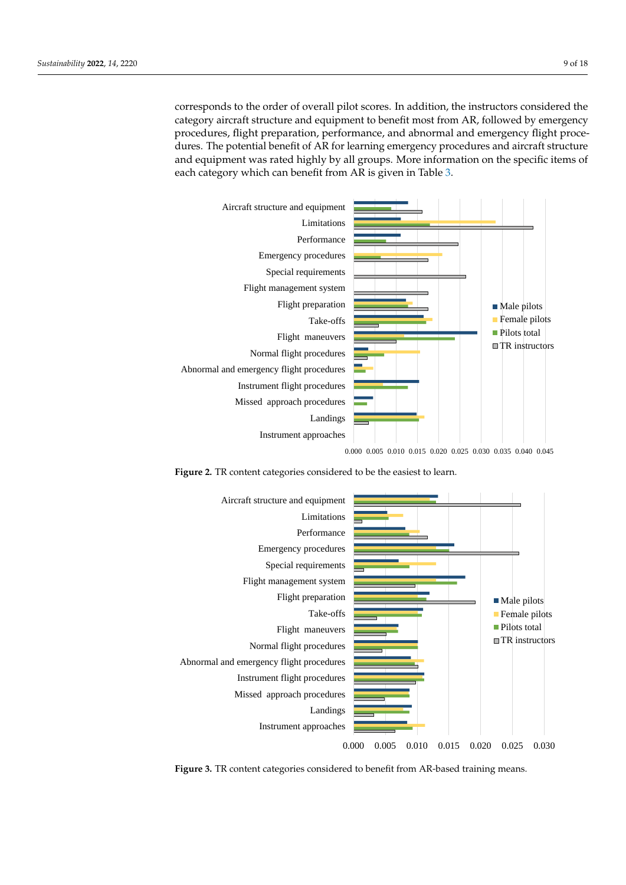corresponds to the order of overall pilot scores. In addition, the instructors considered the category aircraft structure and equipment to benefit most from AR, followed by emergency procedures, flight preparation, performance, and abnormal and emergency flight procedures. The potential benefit of AR for learning emergency procedures and aircraft structure and equipment was rated highly by all groups. More information on the specific items of each category which can benefit from AR is given in Table 3.

**Figure 2.** TR content categories considered to be the easiest to learn.

**Figure 3.** TR content categories considered to benefit from AR-based training means.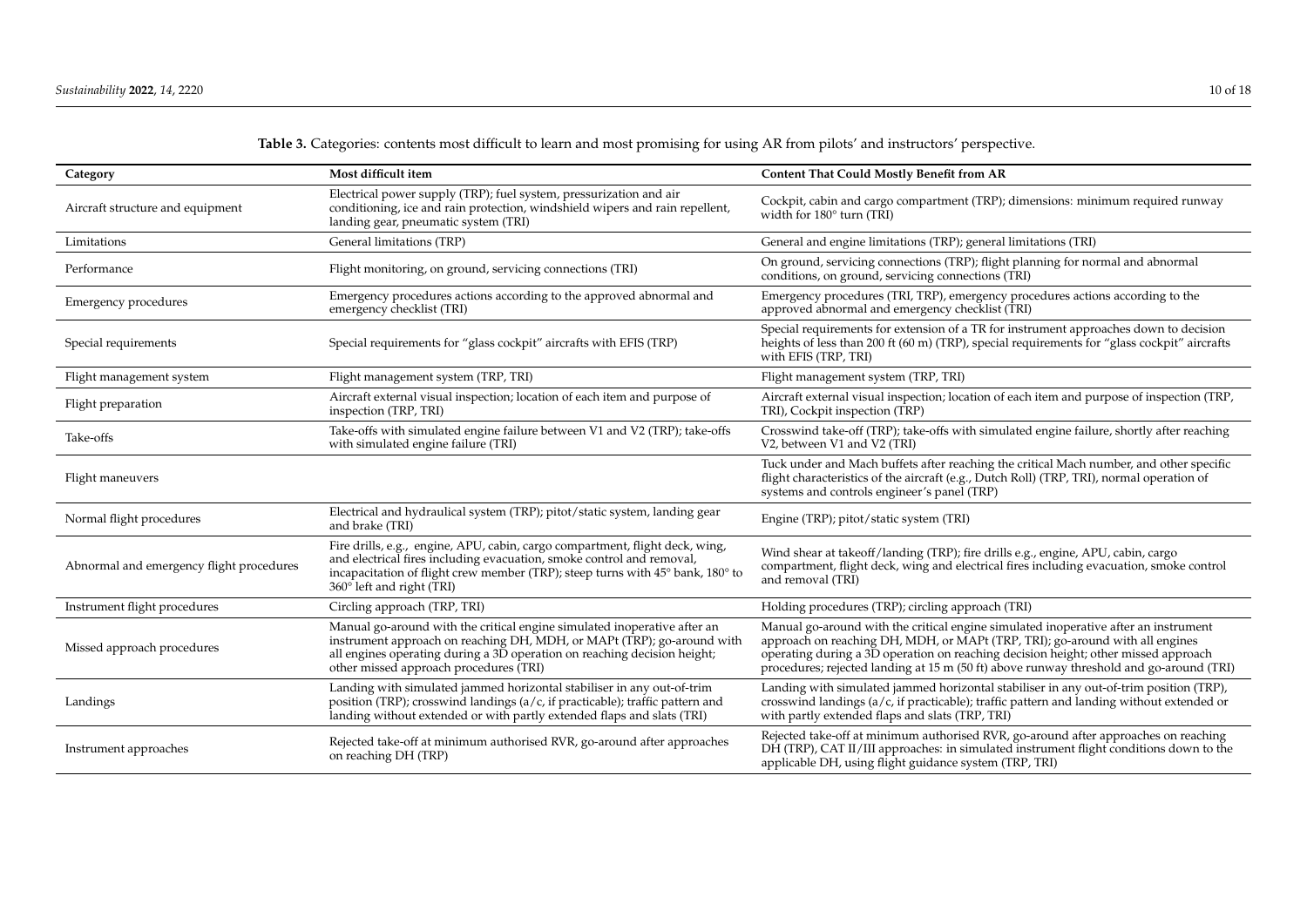**Table 3.** Categories: contents most difficult to learn and most promising for using AR from pilots' and instructors' perspective.

| Category | Most difficult item | Content That Could Mostly Benefit from AR |
|---|---|---|
| Aircraft structure and equipment | Electrical power supply (TRP); fuel system, pressurization and air conditioning, ice and rain protection, windshield wipers and rain repellent, landing gear, pneumatic system (TRI) | Cockpit, cabin and cargo compartment (TRP); dimensions: minimum required runway width for 180° turn (TRI) |
| Limitations | General limitations (TRP) | General and engine limitations (TRP); general limitations (TRI) |
| Performance | Flight monitoring, on ground, servicing connections (TRI) | On ground, servicing connections (TRP); flight planning for normal and abnormal conditions, on ground, servicing connections (TRI) |
| Emergency procedures | Emergency procedures actions according to the approved abnormal and emergency checklist (TRI) | Emergency procedures (TRI, TRP), emergency procedures actions according to the approved abnormal and emergency checklist (TRI) |
| Special requirements | Special requirements for "glass cockpit" aircrafts with EFIS (TRP) | Special requirements for extension of a TR for instrument approaches down to decision heights of less than 200 ft (60 m) (TRP), special requirements for "glass cockpit" aircrafts with EFIS (TRP, TRI) |
| Flight management system | Flight management system (TRP, TRI) | Flight management system (TRP, TRI) |
| Flight preparation | Aircraft external visual inspection; location of each item and purpose of inspection (TRP, TRI) | Aircraft external visual inspection; location of each item and purpose of inspection (TRP, TRI), Cockpit inspection (TRP) |
| Take-offs | Take-offs with simulated engine failure between V1 and V2 (TRP); take-offs with simulated engine failure (TRI) | Crosswind take-off (TRP); take-offs with simulated engine failure, shortly after reaching V2, between V1 and V2 (TRI) |
| Flight maneuvers | | Tuck under and Mach buffets after reaching the critical Mach number, and other specific flight characteristics of the aircraft (e.g., Dutch Roll) (TRP, TRI), normal operation of systems and controls engineer's panel (TRP) |
| Normal flight procedures | Electrical and hydraulical system (TRP); pitot/static system, landing gear and brake (TRI) | Engine (TRP); pitot/static system (TRI) |
| Abnormal and emergency flight procedures | Fire drills, e.g., engine, APU, cabin, cargo compartment, flight deck, wing, and electrical fires including evacuation, smoke control and removal, incapacitation of flight crew member (TRP); steep turns with 45° bank, 180° to 360° left and right (TRI) | Wind shear at takeoff/landing (TRP); fire drills e.g., engine, APU, cabin, cargo compartment, flight deck, wing and electrical fires including evacuation, smoke control and removal (TRI) |
| Instrument flight procedures | Circling approach (TRP, TRI) | Holding procedures (TRP); circling approach (TRI) |
| Missed approach procedures | Manual go-around with the critical engine simulated inoperative after an instrument approach on reaching DH, MDH, or MAPt (TRP); go-around with all engines operating during a 3D operation on reaching decision height; other missed approach procedures (TRI) | Manual go-around with the critical engine simulated inoperative after an instrument approach on reaching DH, MDH, or MAPt (TRP, TRI); go-around with all engines operating during a 3D operation on reaching decision height; other missed approach procedures; rejected landing at 15 m (50 ft) above runway threshold and go-around (TRI) |
| Landings | Landing with simulated jammed horizontal stabiliser in any out-of-trim position (TRP); crosswind landings (a/c, if practicable); traffic pattern and landing without extended or with partly extended flaps and slats (TRI) | Landing with simulated jammed horizontal stabiliser in any out-of-trim position (TRP), crosswind landings (a/c, if practicable); traffic pattern and landing without extended or with partly extended flaps and slats (TRP, TRI) |
| Instrument approaches | Rejected take-off at minimum authorised RVR, go-around after approaches on reaching DH (TRP) | Rejected take-off at minimum authorised RVR, go-around after approaches on reaching DH (TRP), CAT II/III approaches: in simulated instrument flight conditions down to the applicable DH, using flight guidance system (TRP, TRI) |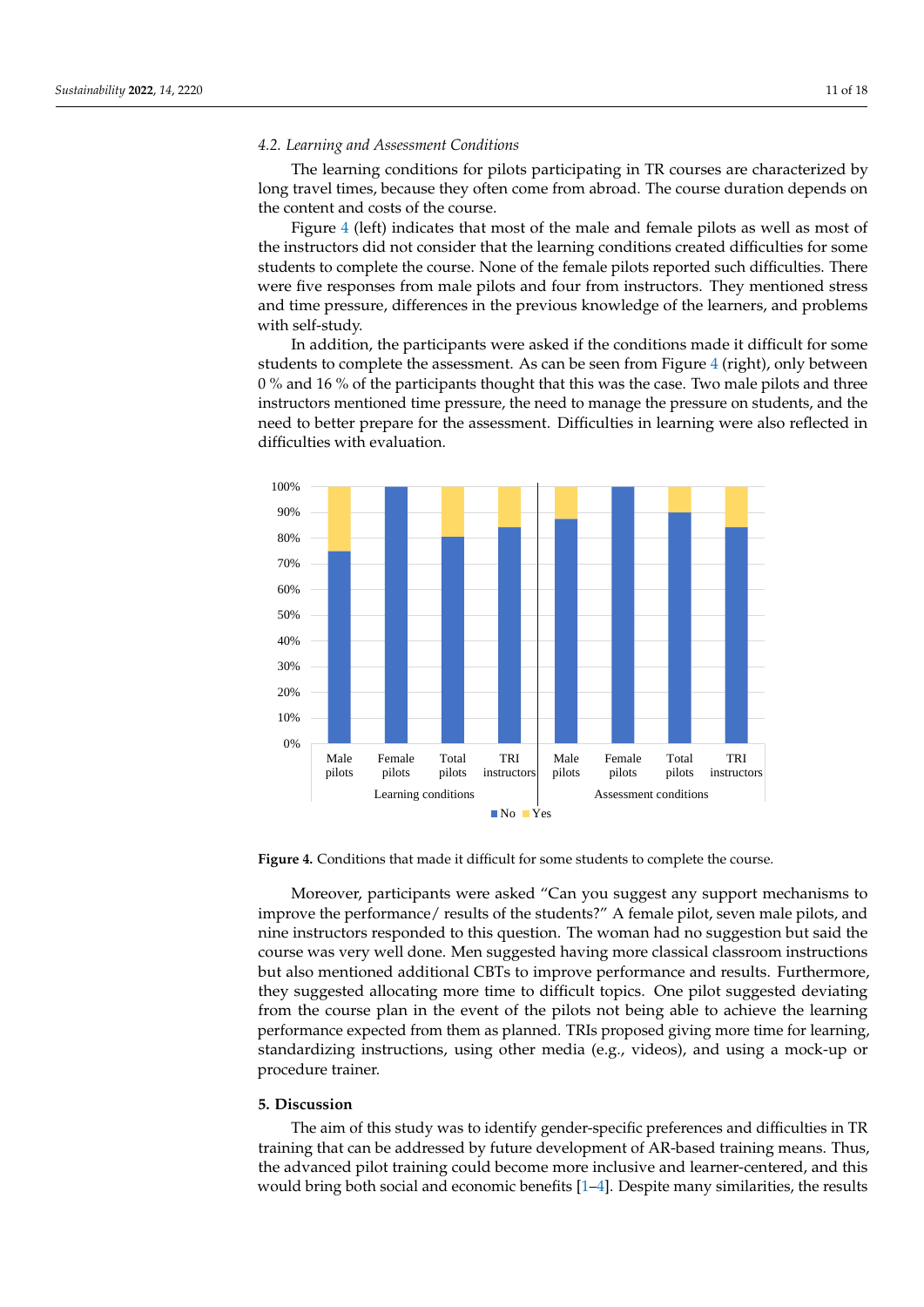### 4.2. Learning and Assessment Conditions

The learning conditions for pilots participating in TR courses are characterized by long travel times, because they often come from abroad. The course duration depends on the content and costs of the course.

Figure 4 (left) indicates that most of the male and female pilots as well as most of the instructors did not consider that the learning conditions created difficulties for some students to complete the course. None of the female pilots reported such difficulties. There were five responses from male pilots and four from instructors. They mentioned stress and time pressure, differences in the previous knowledge of the learners, and problems with self-study.

In addition, the participants were asked if the conditions made it difficult for some students to complete the assessment. As can be seen from Figure 4 (right), only between 0 % and 16 % of the participants thought that this was the case. Two male pilots and three instructors mentioned time pressure, the need to manage the pressure on students, and the need to better prepare for the assessment. Difficulties in learning were also reflected in difficulties with evaluation.

**Figure 4.** Conditions that made it difficult for some students to complete the course.

Moreover, participants were asked "Can you suggest any support mechanisms to improve the performance/ results of the students?" A female pilot, seven male pilots, and nine instructors responded to this question. The woman had no suggestion but said the course was very well done. Men suggested having more classical classroom instructions but also mentioned additional CBTs to improve performance and results. Furthermore, they suggested allocating more time to difficult topics. One pilot suggested deviating from the course plan in the event of the pilots not being able to achieve the learning performance expected from them as planned. TRIs proposed giving more time for learning, standardizing instructions, using other media (e.g., videos), and using a mock-up or procedure trainer.

## 5. Discussion

The aim of this study was to identify gender-specific preferences and difficulties in TR training that can be addressed by future development of AR-based training means. Thus, the advanced pilot training could become more inclusive and learner-centered, and this would bring both social and economic benefits [1–4]. Despite many similarities, the results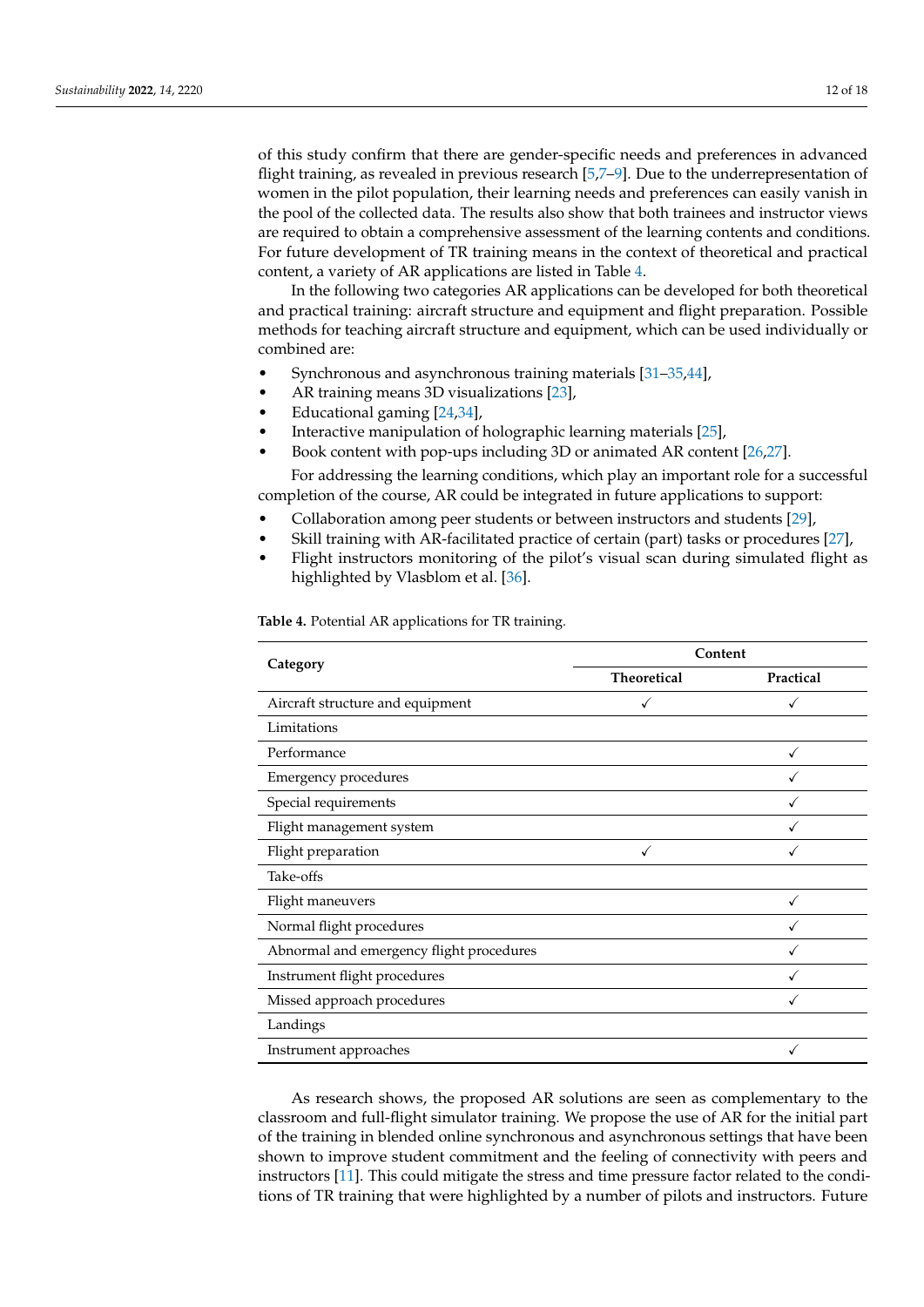of this study confirm that there are gender-specific needs and preferences in advanced flight training, as revealed in previous research [5,7–9]. Due to the underrepresentation of women in the pilot population, their learning needs and preferences can easily vanish in the pool of the collected data. The results also show that both trainees and instructor views are required to obtain a comprehensive assessment of the learning contents and conditions. For future development of TR training means in the context of theoretical and practical content, a variety of AR applications are listed in Table 4.

In the following two categories AR applications can be developed for both theoretical and practical training: aircraft structure and equipment and flight preparation. Possible methods for teaching aircraft structure and equipment, which can be used individually or combined are:

- Synchronous and asynchronous training materials [31–35,44],
- AR training means 3D visualizations [23],
- Educational gaming [24,34],
- Interactive manipulation of holographic learning materials [25],
- Book content with pop-ups including 3D or animated AR content [26,27].

For addressing the learning conditions, which play an important role for a successful completion of the course, AR could be integrated in future applications to support:

- Collaboration among peer students or between instructors and students [29],
- Skill training with AR-facilitated practice of certain (part) tasks or procedures [27],
- Flight instructors monitoring of the pilot's visual scan during simulated flight as highlighted by Vlasblom et al. [36].

**Table 4.** Potential AR applications for TR training.

| Category | Content | |
|---|---|---|
| | **Theoretical** | **Practical** |
| Aircraft structure and equipment | ✓ | ✓ |
| Limitations | | |
| Performance | | ✓ |
| Emergency procedures | | ✓ |
| Special requirements | | ✓ |
| Flight management system | | ✓ |
| Flight preparation | ✓ | ✓ |
| Take-offs | | |
| Flight maneuvers | | ✓ |
| Normal flight procedures | | ✓ |
| Abnormal and emergency flight procedures | | ✓ |
| Instrument flight procedures | | ✓ |
| Missed approach procedures | | ✓ |
| Landings | | |
| Instrument approaches | | ✓ |

As research shows, the proposed AR solutions are seen as complementary to the classroom and full-flight simulator training. We propose the use of AR for the initial part of the training in blended online synchronous and asynchronous settings that have been shown to improve student commitment and the feeling of connectivity with peers and instructors [11]. This could mitigate the stress and time pressure factor related to the conditions of TR training that were highlighted by a number of pilots and instructors. Future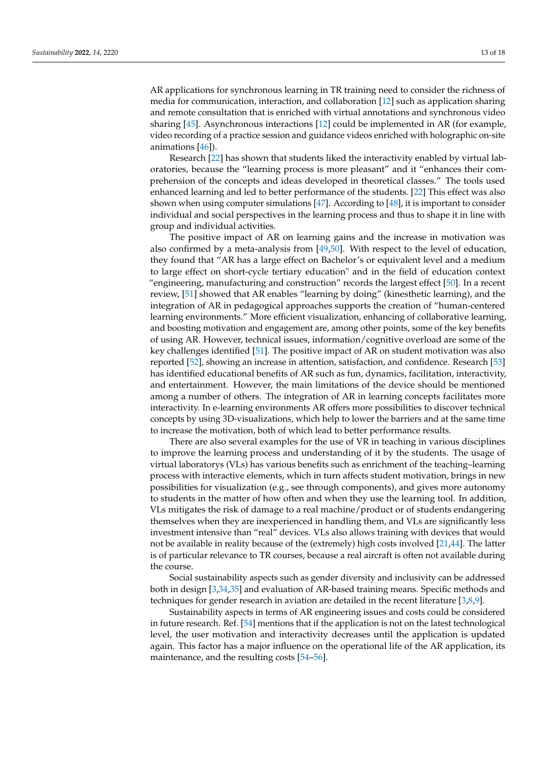AR applications for synchronous learning in TR training need to consider the richness of media for communication, interaction, and collaboration [12] such as application sharing and remote consultation that is enriched with virtual annotations and synchronous video sharing [45]. Asynchronous interactions [12] could be implemented in AR (for example, video recording of a practice session and guidance videos enriched with holographic on-site animations [46]).

Research [22] has shown that students liked the interactivity enabled by virtual laboratories, because the "learning process is more pleasant" and it "enhances their comprehension of the concepts and ideas developed in theoretical classes." The tools used enhanced learning and led to better performance of the students. [22] This effect was also shown when using computer simulations [47]. According to [48], it is important to consider individual and social perspectives in the learning process and thus to shape it in line with group and individual activities.

The positive impact of AR on learning gains and the increase in motivation was also confirmed by a meta-analysis from [49,50]. With respect to the level of education, they found that "AR has a large effect on Bachelor's or equivalent level and a medium to large effect on short-cycle tertiary education" and in the field of education context "engineering, manufacturing and construction" records the largest effect [50]. In a recent review, [51] showed that AR enables "learning by doing" (kinesthetic learning), and the integration of AR in pedagogical approaches supports the creation of "human-centered learning environments." More efficient visualization, enhancing of collaborative learning, and boosting motivation and engagement are, among other points, some of the key benefits of using AR. However, technical issues, information/cognitive overload are some of the key challenges identified [51]. The positive impact of AR on student motivation was also reported [52], showing an increase in attention, satisfaction, and confidence. Research [53] has identified educational benefits of AR such as fun, dynamics, facilitation, interactivity, and entertainment. However, the main limitations of the device should be mentioned among a number of others. The integration of AR in learning concepts facilitates more interactivity. In e-learning environments AR offers more possibilities to discover technical concepts by using 3D-visualizations, which help to lower the barriers and at the same time to increase the motivation, both of which lead to better performance results.

There are also several examples for the use of VR in teaching in various disciplines to improve the learning process and understanding of it by the students. The usage of virtual laboratorys (VLs) has various benefits such as enrichment of the teaching–learning process with interactive elements, which in turn affects student motivation, brings in new possibilities for visualization (e.g., see through components), and gives more autonomy to students in the matter of how often and when they use the learning tool. In addition, VLs mitigates the risk of damage to a real machine/product or of students endangering themselves when they are inexperienced in handling them, and VLs are significantly less investment intensive than "real" devices. VLs also allows training with devices that would not be available in reality because of the (extremely) high costs involved [21,44]. The latter is of particular relevance to TR courses, because a real aircraft is often not available during the course.

Social sustainability aspects such as gender diversity and inclusivity can be addressed both in design [3,34,35] and evaluation of AR-based training means. Specific methods and techniques for gender research in aviation are detailed in the recent literature [3,8,9].

Sustainability aspects in terms of AR engineering issues and costs could be considered in future research. Ref. [54] mentions that if the application is not on the latest technological level, the user motivation and interactivity decreases until the application is updated again. This factor has a major influence on the operational life of the AR application, its maintenance, and the resulting costs [54–56].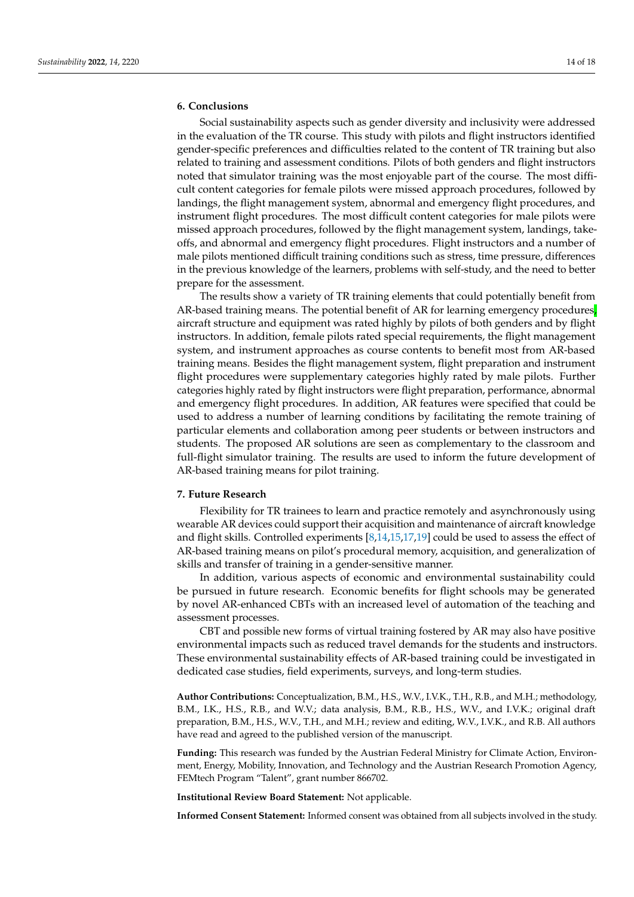## 6. Conclusions

Social sustainability aspects such as gender diversity and inclusivity were addressed in the evaluation of the TR course. This study with pilots and flight instructors identified gender-specific preferences and difficulties related to the content of TR training but also related to training and assessment conditions. Pilots of both genders and flight instructors noted that simulator training was the most enjoyable part of the course. The most difficult content categories for female pilots were missed approach procedures, followed by landings, the flight management system, abnormal and emergency flight procedures, and instrument flight procedures. The most difficult content categories for male pilots were missed approach procedures, followed by the flight management system, landings, take-offs, and abnormal and emergency flight procedures. Flight instructors and a number of male pilots mentioned difficult training conditions such as stress, time pressure, differences in the previous knowledge of the learners, problems with self-study, and the need to better prepare for the assessment.

The results show a variety of TR training elements that could potentially benefit from AR-based training means. The potential benefit of AR for learning emergency procedures, aircraft structure and equipment was rated highly by pilots of both genders and by flight instructors. In addition, female pilots rated special requirements, the flight management system, and instrument approaches as course contents to benefit most from AR-based training means. Besides the flight management system, flight preparation and instrument flight procedures were supplementary categories highly rated by male pilots. Further categories highly rated by flight instructors were flight preparation, performance, abnormal and emergency flight procedures. In addition, AR features were specified that could be used to address a number of learning conditions by facilitating the remote training of particular elements and collaboration among peer students or between instructors and students. The proposed AR solutions are seen as complementary to the classroom and full-flight simulator training. The results are used to inform the future development of AR-based training means for pilot training.

## 7. Future Research

Flexibility for TR trainees to learn and practice remotely and asynchronously using wearable AR devices could support their acquisition and maintenance of aircraft knowledge and flight skills. Controlled experiments [8,14,15,17,19] could be used to assess the effect of AR-based training means on pilot's procedural memory, acquisition, and generalization of skills and transfer of training in a gender-sensitive manner.

In addition, various aspects of economic and environmental sustainability could be pursued in future research. Economic benefits for flight schools may be generated by novel AR-enhanced CBTs with an increased level of automation of the teaching and assessment processes.

CBT and possible new forms of virtual training fostered by AR may also have positive environmental impacts such as reduced travel demands for the students and instructors. These environmental sustainability effects of AR-based training could be investigated in dedicated case studies, field experiments, surveys, and long-term studies.

**Author Contributions:** Conceptualization, B.M., H.S., W.V., I.V.K., T.H., R.B., and M.H.; methodology, B.M., I.K., H.S., R.B., and W.V.; data analysis, B.M., R.B., H.S., W.V., and I.V.K.; original draft preparation, B.M., H.S., W.V., T.H., and M.H.; review and editing, W.V., I.V.K., and R.B. All authors have read and agreed to the published version of the manuscript.

**Funding:** This research was funded by the Austrian Federal Ministry for Climate Action, Environment, Energy, Mobility, Innovation, and Technology and the Austrian Research Promotion Agency, FEMtech Program "Talent", grant number 866702.

**Institutional Review Board Statement:** Not applicable.

**Informed Consent Statement:** Informed consent was obtained from all subjects involved in the study.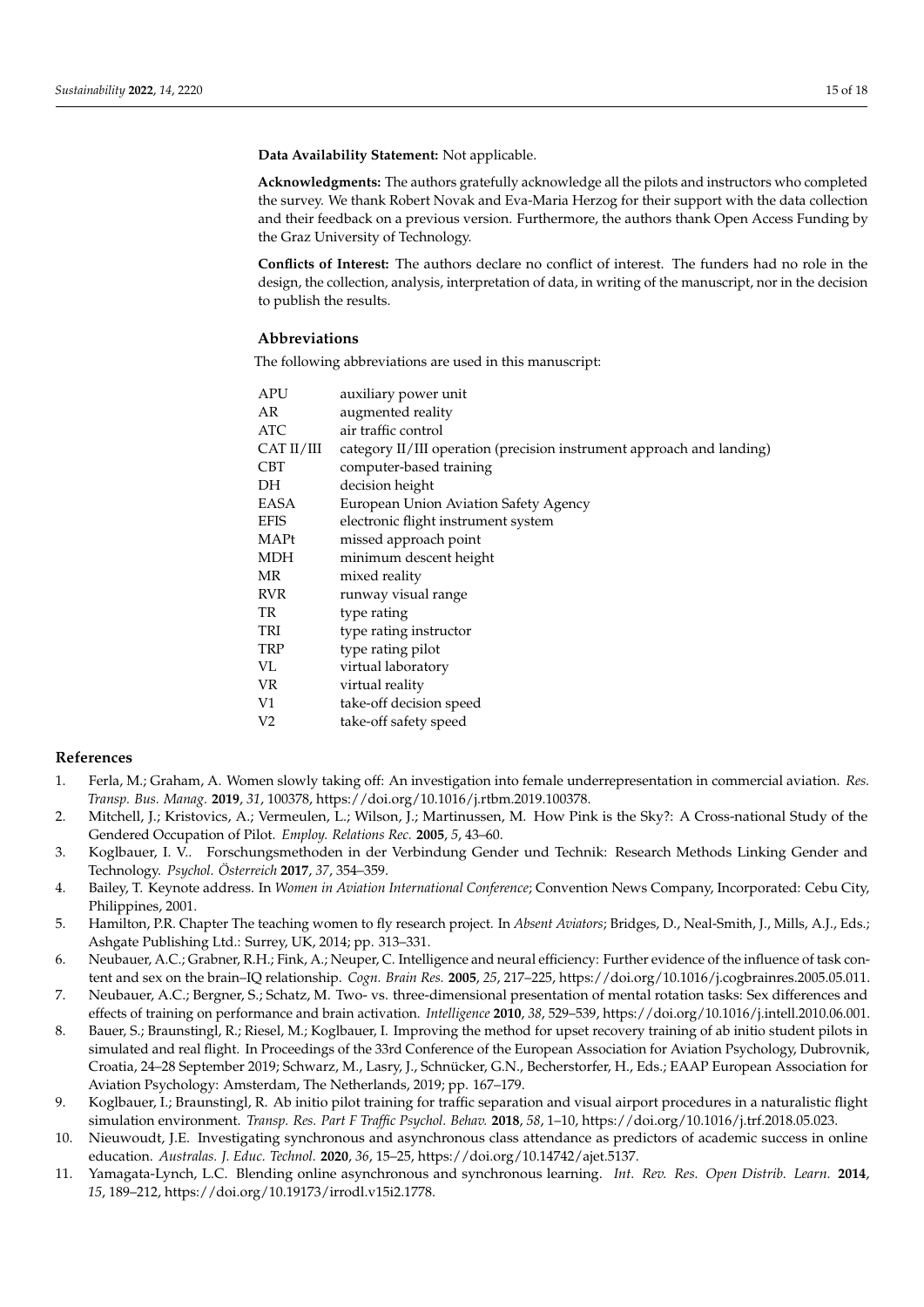**Data Availability Statement:** Not applicable.

**Acknowledgments:** The authors gratefully acknowledge all the pilots and instructors who completed the survey. We thank Robert Novak and Eva-Maria Herzog for their support with the data collection and their feedback on a previous version. Furthermore, the authors thank Open Access Funding by the Graz University of Technology.

**Conflicts of Interest:** The authors declare no conflict of interest. The funders had no role in the design, the collection, analysis, interpretation of data, in writing of the manuscript, nor in the decision to publish the results.

## Abbreviations

The following abbreviations are used in this manuscript:

| | |
|---|---|
| APU | auxiliary power unit |
| AR | augmented reality |
| ATC | air traffic control |
| CAT II/III | category II/III operation (precision instrument approach and landing) |
| CBT | computer-based training |
| DH | decision height |
| EASA | European Union Aviation Safety Agency |
| EFIS | electronic flight instrument system |
| MAPt | missed approach point |
| MDH | minimum descent height |
| MR | mixed reality |
| RVR | runway visual range |
| TR | type rating |
| TRI | type rating instructor |
| TRP | type rating pilot |
| VL | virtual laboratory |
| VR | virtual reality |
| V1 | take-off decision speed |
| V2 | take-off safety speed |

## References

1. Ferla, M.; Graham, A. Women slowly taking off: An investigation into female underrepresentation in commercial aviation. *Res. Transp. Bus. Manag.* **2019**, *31*, 100378, https://doi.org/10.1016/j.rtbm.2019.100378.
2. Mitchell, J.; Kristovics, A.; Vermeulen, L.; Wilson, J.; Martinussen, M. How Pink is the Sky?: A Cross-national Study of the Gendered Occupation of Pilot. *Employ. Relations Rec.* **2005**, *5*, 43–60.
3. Koglbauer, I. V.. Forschungsmethoden in der Verbindung Gender und Technik: Research Methods Linking Gender and Technology. *Psychol. Österreich* **2017**, *37*, 354–359.
4. Bailey, T. Keynote address. In *Women in Aviation International Conference*; Convention News Company, Incorporated: Cebu City, Philippines, 2001.
5. Hamilton, P.R. Chapter The teaching women to fly research project. In *Absent Aviators*; Bridges, D., Neal-Smith, J., Mills, A.J., Eds.; Ashgate Publishing Ltd.: Surrey, UK, 2014; pp. 313–331.
6. Neubauer, A.C.; Grabner, R.H.; Fink, A.; Neuper, C. Intelligence and neural efficiency: Further evidence of the influence of task content and sex on the brain–IQ relationship. *Cogn. Brain Res.* **2005**, *25*, 217–225, https://doi.org/10.1016/j.cogbrainres.2005.05.011.
7. Neubauer, A.C.; Bergner, S.; Schatz, M. Two- vs. three-dimensional presentation of mental rotation tasks: Sex differences and effects of training on performance and brain activation. *Intelligence* **2010**, *38*, 529–539, https://doi.org/10.1016/j.intell.2010.06.001.
8. Bauer, S.; Braunstingl, R.; Riesel, M.; Koglbauer, I. Improving the method for upset recovery training of ab initio student pilots in simulated and real flight. In Proceedings of the 33rd Conference of the European Association for Aviation Psychology, Dubrovnik, Croatia, 24–28 September 2019; Schwarz, M., Lasry, J., Schnücker, G.N., Becherstorfer, H., Eds.; EAAP European Association for Aviation Psychology: Amsterdam, The Netherlands, 2019; pp. 167–179.
9. Koglbauer, I.; Braunstingl, R. Ab initio pilot training for traffic separation and visual airport procedures in a naturalistic flight simulation environment. *Transp. Res. Part F Traffic Psychol. Behav.* **2018**, *58*, 1–10, https://doi.org/10.1016/j.trf.2018.05.023.
10. Nieuwoudt, J.E. Investigating synchronous and asynchronous class attendance as predictors of academic success in online education. *Australas. J. Educ. Technol.* **2020**, *36*, 15–25, https://doi.org/10.14742/ajet.5137.
11. Yamagata-Lynch, L.C. Blending online asynchronous and synchronous learning. *Int. Rev. Res. Open Distrib. Learn.* **2014**, *15*, 189–212, https://doi.org/10.19173/irrodl.v15i2.1778.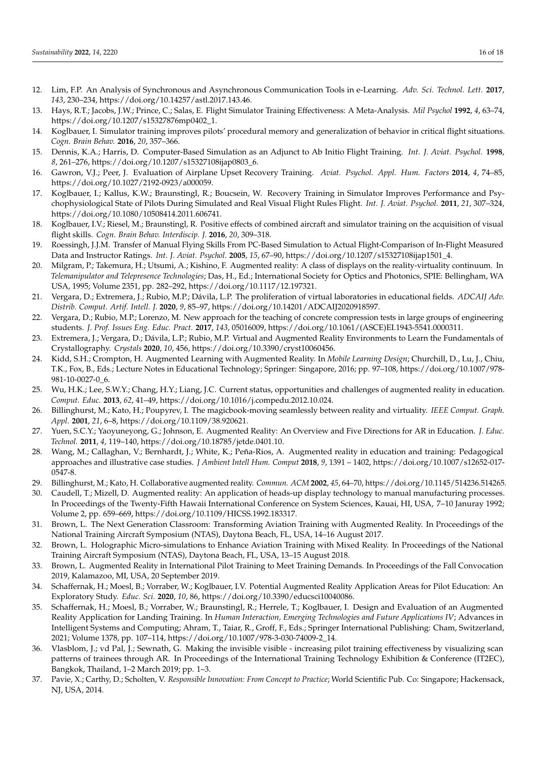12. Lim, F.P. An Analysis of Synchronous and Asynchronous Communication Tools in e-Learning. *Adv. Sci. Technol. Lett.* **2017**, *143*, 230–234, https://doi.org/10.14257/astl.2017.143.46.
13. Hays, R.T.; Jacobs, J.W.; Prince, C.; Salas, E. Flight Simulator Training Effectiveness: A Meta-Analysis. *Mil Psychol* **1992**, *4*, 63–74, https://doi.org/10.1207/s15327876mp0402_1.
14. Koglbauer, I. Simulator training improves pilots' procedural memory and generalization of behavior in critical flight situations. *Cogn. Brain Behav.* **2016**, *20*, 357–366.
15. Dennis, K.A.; Harris, D. Computer-Based Simulation as an Adjunct to Ab Initio Flight Training. *Int. J. Aviat. Psychol.* **1998**, *8*, 261–276, https://doi.org/10.1207/s15327108ijap0803_6.
16. Gawron, V.J.; Peer, J. Evaluation of Airplane Upset Recovery Training. *Aviat. Psychol. Appl. Hum. Factors* **2014**, *4*, 74–85, https://doi.org/10.1027/2192-0923/a000059.
17. Koglbauer, I.; Kallus, K.W.; Braunstingl, R.; Boucsein, W. Recovery Training in Simulator Improves Performance and Psychophysiological State of Pilots During Simulated and Real Visual Flight Rules Flight. *Int. J. Aviat. Psychol.* **2011**, *21*, 307–324, https://doi.org/10.1080/10508414.2011.606741.
18. Koglbauer, I.V.; Riesel, M.; Braunstingl, R. Positive effects of combined aircraft and simulator training on the acquisition of visual flight skills. *Cogn. Brain Behav. Interdiscip. J.* **2016**, *20*, 309–318.
19. Roessingh, J.J.M. Transfer of Manual Flying Skills From PC-Based Simulation to Actual Flight-Comparison of In-Flight Measured Data and Instructor Ratings. *Int. J. Aviat. Psychol.* **2005**, *15*, 67–90, https://doi.org/10.1207/s15327108ijap1501_4.
20. Milgram, P.; Takemura, H.; Utsumi, A.; Kishino, F. Augmented reality: A class of displays on the reality-virtuality continuum. In *Telemanipulator and Telepresence Technologies*; Das, H., Ed.; International Society for Optics and Photonics, SPIE: Bellingham, WA USA, 1995; Volume 2351, pp. 282–292, https://doi.org/10.1117/12.197321.
21. Vergara, D.; Extremera, J.; Rubio, M.P.; Dávila, L.P. The proliferation of virtual laboratories in educational fields. *ADCAIJ Adv. Distrib. Comput. Artif. Intell. J.* **2020**, *9*, 85–97, https://doi.org/10.14201/ADCAIJ2020918597.
22. Vergara, D.; Rubio, M.P.; Lorenzo, M. New approach for the teaching of concrete compression tests in large groups of engineering students. *J. Prof. Issues Eng. Educ. Pract.* **2017**, *143*, 05016009, https://doi.org/10.1061/(ASCE)EI.1943-5541.0000311.
23. Extremera, J.; Vergara, D.; Dávila, L.P.; Rubio, M.P. Virtual and Augmented Reality Environments to Learn the Fundamentals of Crystallography. *Crystals* **2020**, *10*, 456, https://doi.org/10.3390/cryst10060456.
24. Kidd, S.H.; Crompton, H. Augmented Learning with Augmented Reality. In *Mobile Learning Design*; Churchill, D., Lu, J., Chiu, T.K., Fox, B., Eds.; Lecture Notes in Educational Technology; Springer: Singapore, 2016; pp. 97–108, https://doi.org/10.1007/978-981-10-0027-0_6.
25. Wu, H.K.; Lee, S.W.Y.; Chang, H.Y.; Liang, J.C. Current status, opportunities and challenges of augmented reality in education. *Comput. Educ.* **2013**, *62*, 41–49, https://doi.org/10.1016/j.compedu.2012.10.024.
26. Billinghurst, M.; Kato, H.; Poupyrev, I. The magicbook-moving seamlessly between reality and virtuality. *IEEE Comput. Graph. Appl.* **2001**, *21*, 6–8, https://doi.org/10.1109/38.920621.
27. Yuen, S.C.Y.; Yaoyuneyong, G.; Johnson, E. Augmented Reality: An Overview and Five Directions for AR in Education. *J. Educ. Technol.* **2011**, *4*, 119–140, https://doi.org/10.18785/jetde.0401.10.
28. Wang, M.; Callaghan, V.; Bernhardt, J.; White, K.; Peña-Rios, A. Augmented reality in education and training: Pedagogical approaches and illustrative case studies. *J Ambient Intell Hum. Comput* **2018**, *9*, 1391 – 1402, https://doi.org/10.1007/s12652-017-0547-8.
29. Billinghurst, M.; Kato, H. Collaborative augmented reality. *Commun. ACM* **2002**, *45*, 64–70, https://doi.org/10.1145/514236.514265.
30. Caudell, T.; Mizell, D. Augmented reality: An application of heads-up display technology to manual manufacturing processes. In Proceedings of the Twenty-Fifth Hawaii International Conference on System Sciences, Kauai, HI, USA, 7–10 Januray 1992; Volume 2, pp. 659–669, https://doi.org/10.1109/HICSS.1992.183317.
31. Brown, L. The Next Generation Classroom: Transforming Aviation Training with Augmented Reality. In Proceedings of the National Training Aircraft Symposium (NTAS), Daytona Beach, FL, USA, 14–16 August 2017.
32. Brown, L. Holographic Micro-simulations to Enhance Aviation Training with Mixed Reality. In Proceedings of the National Training Aircraft Symposium (NTAS), Daytona Beach, FL, USA, 13–15 August 2018.
33. Brown, L. Augmented Reality in International Pilot Training to Meet Training Demands. In Proceedings of the Fall Convocation 2019, Kalamazoo, MI, USA, 20 September 2019.
34. Schaffernak, H.; Moesl, B.; Vorraber, W.; Koglbauer, I.V. Potential Augmented Reality Application Areas for Pilot Education: An Exploratory Study. *Educ. Sci.* **2020**, *10*, 86, https://doi.org/10.3390/educsci10040086.
35. Schaffernak, H.; Moesl, B.; Vorraber, W.; Braunstingl, R.; Herrele, T.; Koglbauer, I. Design and Evaluation of an Augmented Reality Application for Landing Training. In *Human Interaction, Emerging Technologies and Future Applications IV*; Advances in Intelligent Systems and Computing; Ahram, T., Taiar, R., Groff, F., Eds.; Springer International Publishing: Cham, Switzerland, 2021; Volume 1378, pp. 107–114, https://doi.org/10.1007/978-3-030-74009-2_14.
36. Vlasblom, J.; vd Pal, J.; Sewnath, G. Making the invisible visible - increasing pilot training effectiveness by visualizing scan patterns of trainees through AR. In Proceedings of the International Training Technology Exhibition & Conference (IT2EC), Bangkok, Thailand, 1–2 March 2019; pp. 1–3.
37. Pavie, X.; Carthy, D.; Scholten, V. *Responsible Innovation: From Concept to Practice*; World Scientific Pub. Co: Singapore; Hackensack, NJ, USA, 2014.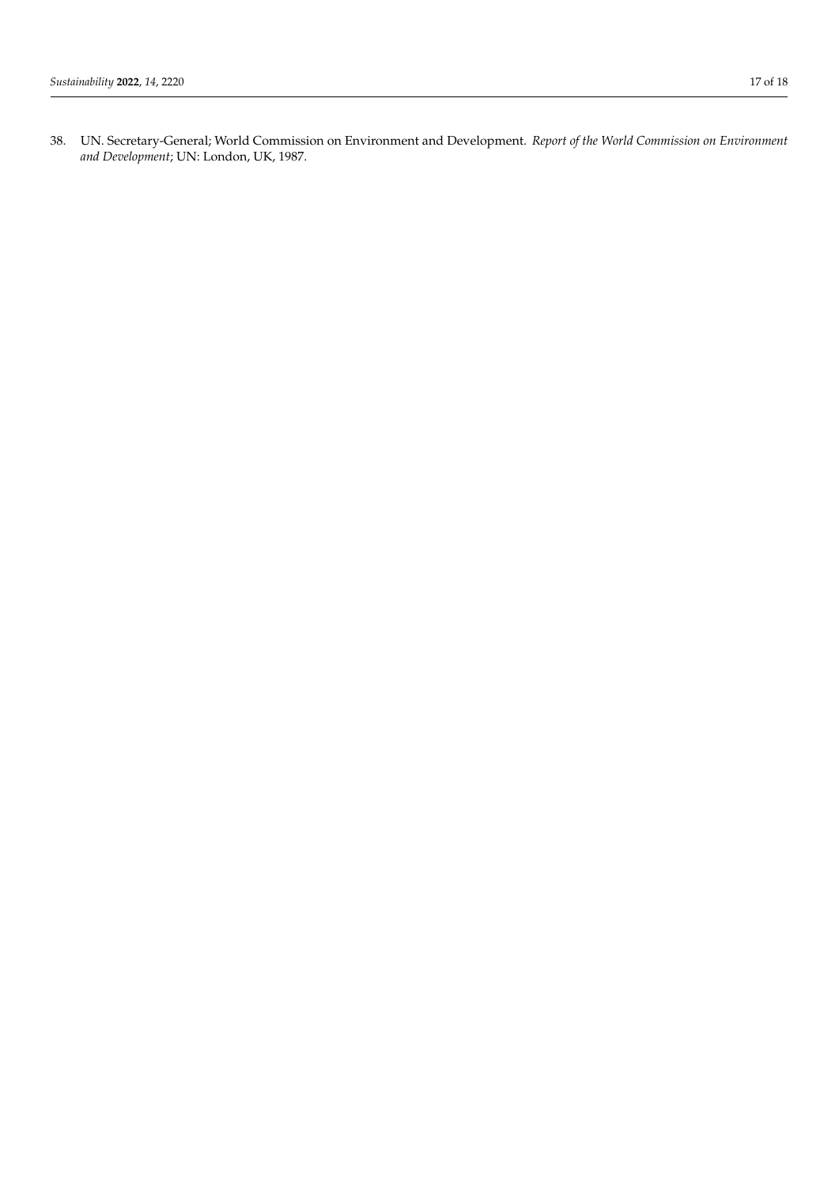38. UN. Secretary-General; World Commission on Environment and Development. *Report of the World Commission on Environment and Development*; UN: London, UK, 1987.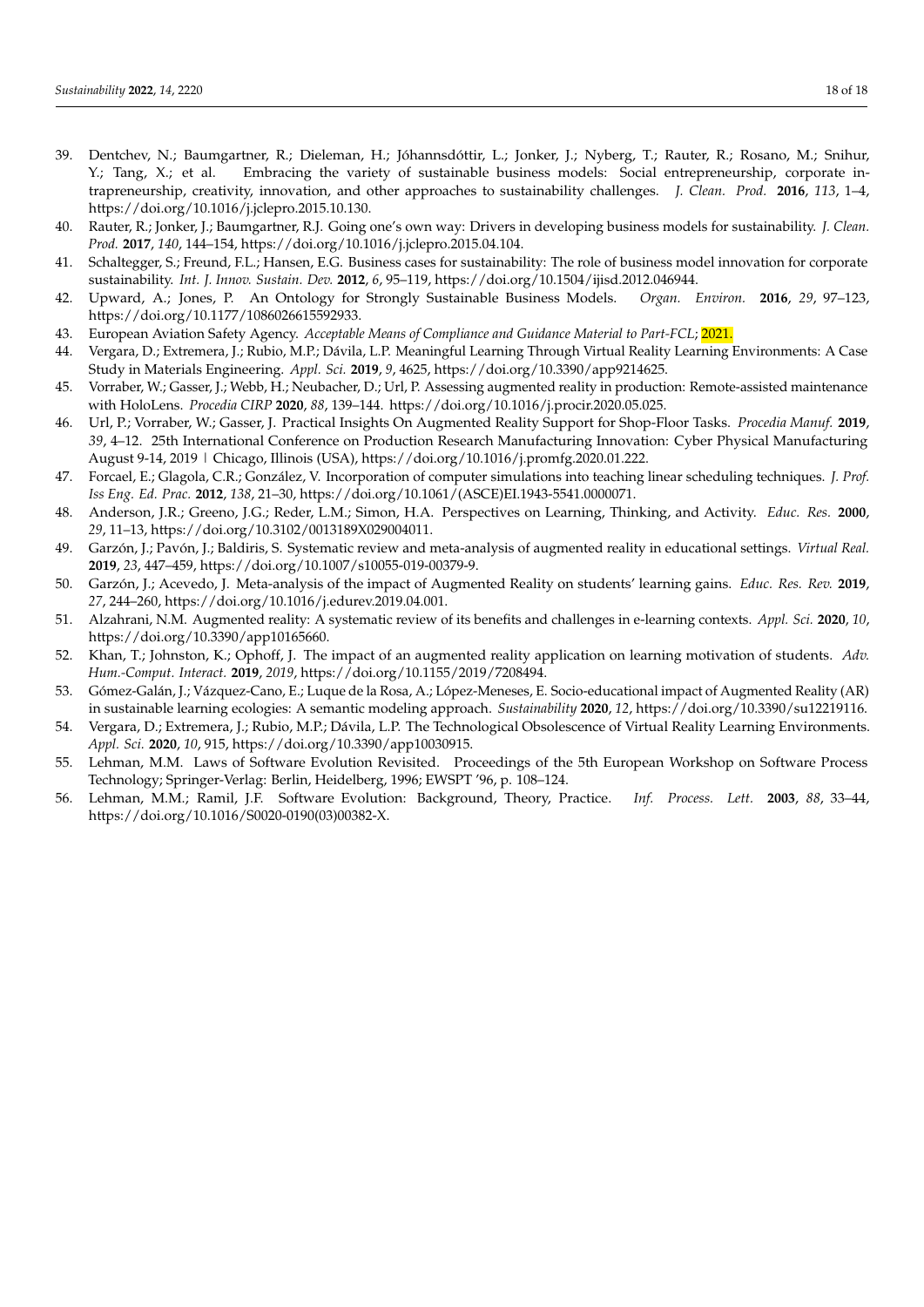39. Dentchev, N.; Baumgartner, R.; Dieleman, H.; Jóhannsdóttir, L.; Jonker, J.; Nyberg, T.; Rauter, R.; Rosano, M.; Snihur, Y.; Tang, X.; et al. Embracing the variety of sustainable business models: Social entrepreneurship, corporate intrapreneurship, creativity, innovation, and other approaches to sustainability challenges. *J. Clean. Prod.* **2016**, *113*, 1–4, https://doi.org/10.1016/j.jclepro.2015.10.130.
40. Rauter, R.; Jonker, J.; Baumgartner, R.J. Going one's own way: Drivers in developing business models for sustainability. *J. Clean. Prod.* **2017**, *140*, 144–154, https://doi.org/10.1016/j.jclepro.2015.04.104.
41. Schaltegger, S.; Freund, F.L.; Hansen, E.G. Business cases for sustainability: The role of business model innovation for corporate sustainability. *Int. J. Innov. Sustain. Dev.* **2012**, *6*, 95–119, https://doi.org/10.1504/ijisd.2012.046944.
42. Upward, A.; Jones, P. An Ontology for Strongly Sustainable Business Models. *Organ. Environ.* **2016**, *29*, 97–123, https://doi.org/10.1177/1086026615592933.
43. European Aviation Safety Agency. *Acceptable Means of Compliance and Guidance Material to Part-FCL*; 2021.
44. Vergara, D.; Extremera, J.; Rubio, M.P.; Dávila, L.P. Meaningful Learning Through Virtual Reality Learning Environments: A Case Study in Materials Engineering. *Appl. Sci.* **2019**, *9*, 4625, https://doi.org/10.3390/app9214625.
45. Vorraber, W.; Gasser, J.; Webb, H.; Neubacher, D.; Url, P. Assessing augmented reality in production: Remote-assisted maintenance with HoloLens. *Procedia CIRP* **2020**, *88*, 139–144. https://doi.org/10.1016/j.procir.2020.05.025.
46. Url, P.; Vorraber, W.; Gasser, J. Practical Insights On Augmented Reality Support for Shop-Floor Tasks. *Procedia Manuf.* **2019**, *39*, 4–12. 25th International Conference on Production Research Manufacturing Innovation: Cyber Physical Manufacturing August 9-14, 2019 | Chicago, Illinois (USA), https://doi.org/10.1016/j.promfg.2020.01.222.
47. Forcael, E.; Glagola, C.R.; González, V. Incorporation of computer simulations into teaching linear scheduling techniques. *J. Prof. Iss Eng. Ed. Prac.* **2012**, *138*, 21–30, https://doi.org/10.1061/(ASCE)EI.1943-5541.0000071.
48. Anderson, J.R.; Greeno, J.G.; Reder, L.M.; Simon, H.A. Perspectives on Learning, Thinking, and Activity. *Educ. Res.* **2000**, *29*, 11–13, https://doi.org/10.3102/0013189X029004011.
49. Garzón, J.; Pavón, J.; Baldiris, S. Systematic review and meta-analysis of augmented reality in educational settings. *Virtual Real.* **2019**, *23*, 447–459, https://doi.org/10.1007/s10055-019-00379-9.
50. Garzón, J.; Acevedo, J. Meta-analysis of the impact of Augmented Reality on students' learning gains. *Educ. Res. Rev.* **2019**, *27*, 244–260, https://doi.org/10.1016/j.edurev.2019.04.001.
51. Alzahrani, N.M. Augmented reality: A systematic review of its benefits and challenges in e-learning contexts. *Appl. Sci.* **2020**, *10*, https://doi.org/10.3390/app10165660.
52. Khan, T.; Johnston, K.; Ophoff, J. The impact of an augmented reality application on learning motivation of students. *Adv. Hum.-Comput. Interact.* **2019**, *2019*, https://doi.org/10.1155/2019/7208494.
53. Gómez-Galán, J.; Vázquez-Cano, E.; Luque de la Rosa, A.; López-Meneses, E. Socio-educational impact of Augmented Reality (AR) in sustainable learning ecologies: A semantic modeling approach. *Sustainability* **2020**, *12*, https://doi.org/10.3390/su12219116.
54. Vergara, D.; Extremera, J.; Rubio, M.P.; Dávila, L.P. The Technological Obsolescence of Virtual Reality Learning Environments. *Appl. Sci.* **2020**, *10*, 915, https://doi.org/10.3390/app10030915.
55. Lehman, M.M. Laws of Software Evolution Revisited. Proceedings of the 5th European Workshop on Software Process Technology; Springer-Verlag: Berlin, Heidelberg, 1996; EWSPT '96, p. 108–124.
56. Lehman, M.M.; Ramil, J.F. Software Evolution: Background, Theory, Practice. *Inf. Process. Lett.* **2003**, *88*, 33–44, https://doi.org/10.1016/S0020-0190(03)00382-X.